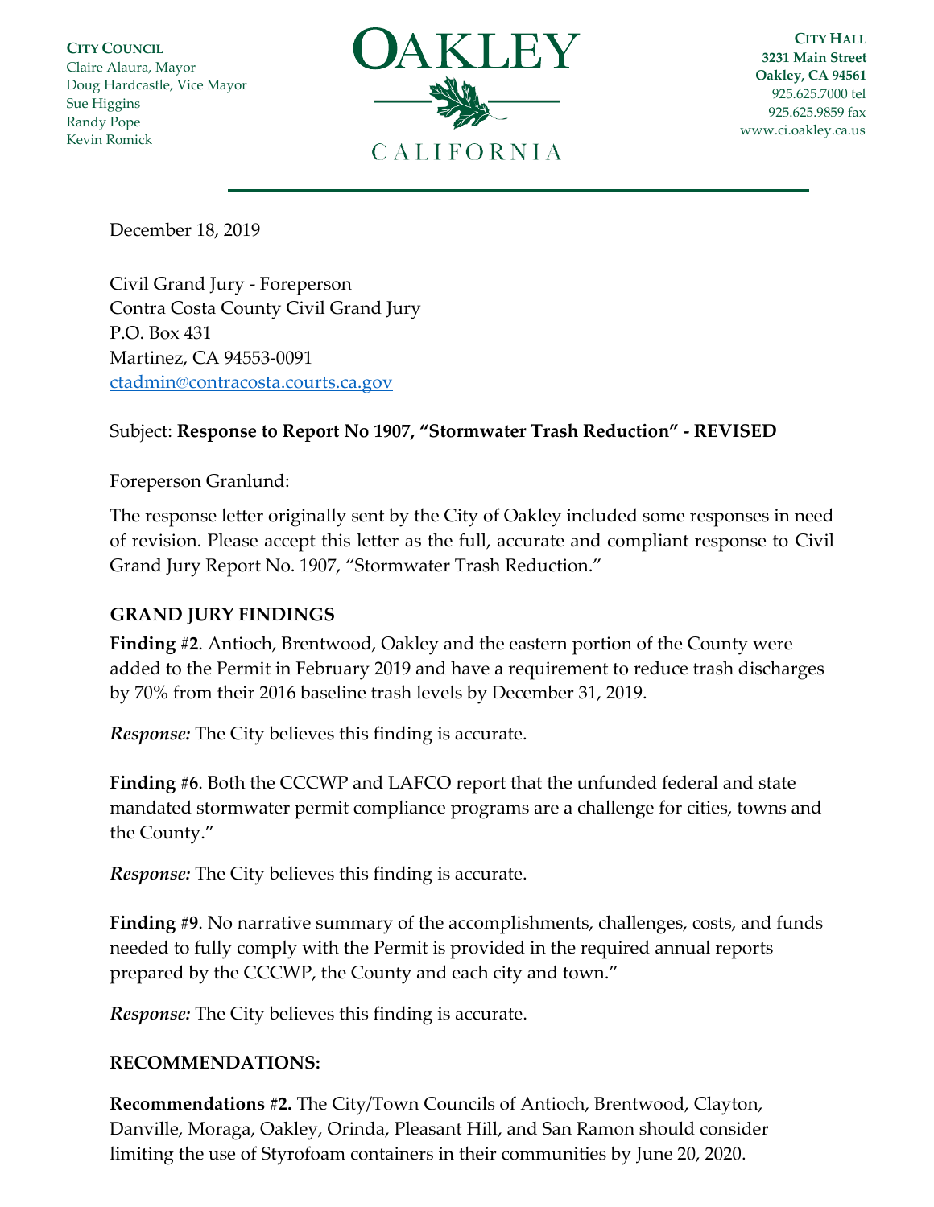**CITY COUNCIL**
Claire Alaura, Mayor
Doug Hardcastle, Vice Mayor
Sue Higgins
Randy Pope
Kevin Romick

# OAKLEY
CALIFORNIA

**CITY HALL**
**3231 Main Street**
**Oakley, CA 94561**
925.625.7000 tel
925.625.9859 fax
www.ci.oakley.ca.us

---

December 18, 2019

Civil Grand Jury - Foreperson
Contra Costa County Civil Grand Jury
P.O. Box 431
Martinez, CA 94553-0091
ctadmin@contracosta.courts.ca.gov

Subject: **Response to Report No 1907, "Stormwater Trash Reduction" - REVISED**

Foreperson Granlund:

The response letter originally sent by the City of Oakley included some responses in need of revision. Please accept this letter as the full, accurate and compliant response to Civil Grand Jury Report No. 1907, "Stormwater Trash Reduction."

## GRAND JURY FINDINGS

**Finding #2**. Antioch, Brentwood, Oakley and the eastern portion of the County were added to the Permit in February 2019 and have a requirement to reduce trash discharges by 70% from their 2016 baseline trash levels by December 31, 2019.

***Response:*** The City believes this finding is accurate.

**Finding #6**. Both the CCCWP and LAFCO report that the unfunded federal and state mandated stormwater permit compliance programs are a challenge for cities, towns and the County."

***Response:*** The City believes this finding is accurate.

**Finding #9**. No narrative summary of the accomplishments, challenges, costs, and funds needed to fully comply with the Permit is provided in the required annual reports prepared by the CCCWP, the County and each city and town."

***Response:*** The City believes this finding is accurate.

## RECOMMENDATIONS:

**Recommendations #2.** The City/Town Councils of Antioch, Brentwood, Clayton, Danville, Moraga, Oakley, Orinda, Pleasant Hill, and San Ramon should consider limiting the use of Styrofoam containers in their communities by June 20, 2020.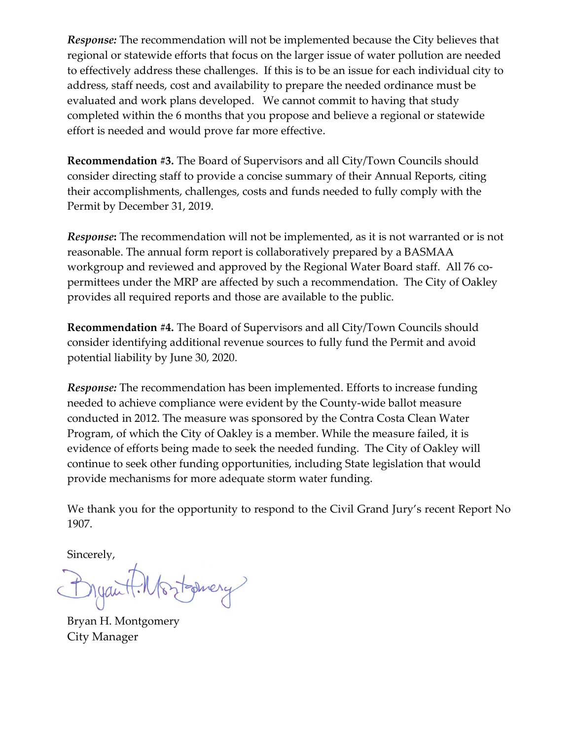***Response:*** The recommendation will not be implemented because the City believes that regional or statewide efforts that focus on the larger issue of water pollution are needed to effectively address these challenges. If this is to be an issue for each individual city to address, staff needs, cost and availability to prepare the needed ordinance must be evaluated and work plans developed. We cannot commit to having that study completed within the 6 months that you propose and believe a regional or statewide effort is needed and would prove far more effective.

**Recommendation #3.** The Board of Supervisors and all City/Town Councils should consider directing staff to provide a concise summary of their Annual Reports, citing their accomplishments, challenges, costs and funds needed to fully comply with the Permit by December 31, 2019.

***Response*:** The recommendation will not be implemented, as it is not warranted or is not reasonable. The annual form report is collaboratively prepared by a BASMAA workgroup and reviewed and approved by the Regional Water Board staff. All 76 co-permittees under the MRP are affected by such a recommendation. The City of Oakley provides all required reports and those are available to the public.

**Recommendation #4.** The Board of Supervisors and all City/Town Councils should consider identifying additional revenue sources to fully fund the Permit and avoid potential liability by June 30, 2020.

***Response:*** The recommendation has been implemented. Efforts to increase funding needed to achieve compliance were evident by the County-wide ballot measure conducted in 2012. The measure was sponsored by the Contra Costa Clean Water Program, of which the City of Oakley is a member. While the measure failed, it is evidence of efforts being made to seek the needed funding. The City of Oakley will continue to seek other funding opportunities, including State legislation that would provide mechanisms for more adequate storm water funding.

We thank you for the opportunity to respond to the Civil Grand Jury's recent Report No 1907.

Sincerely,

Bryan H. Montgomery
City Manager